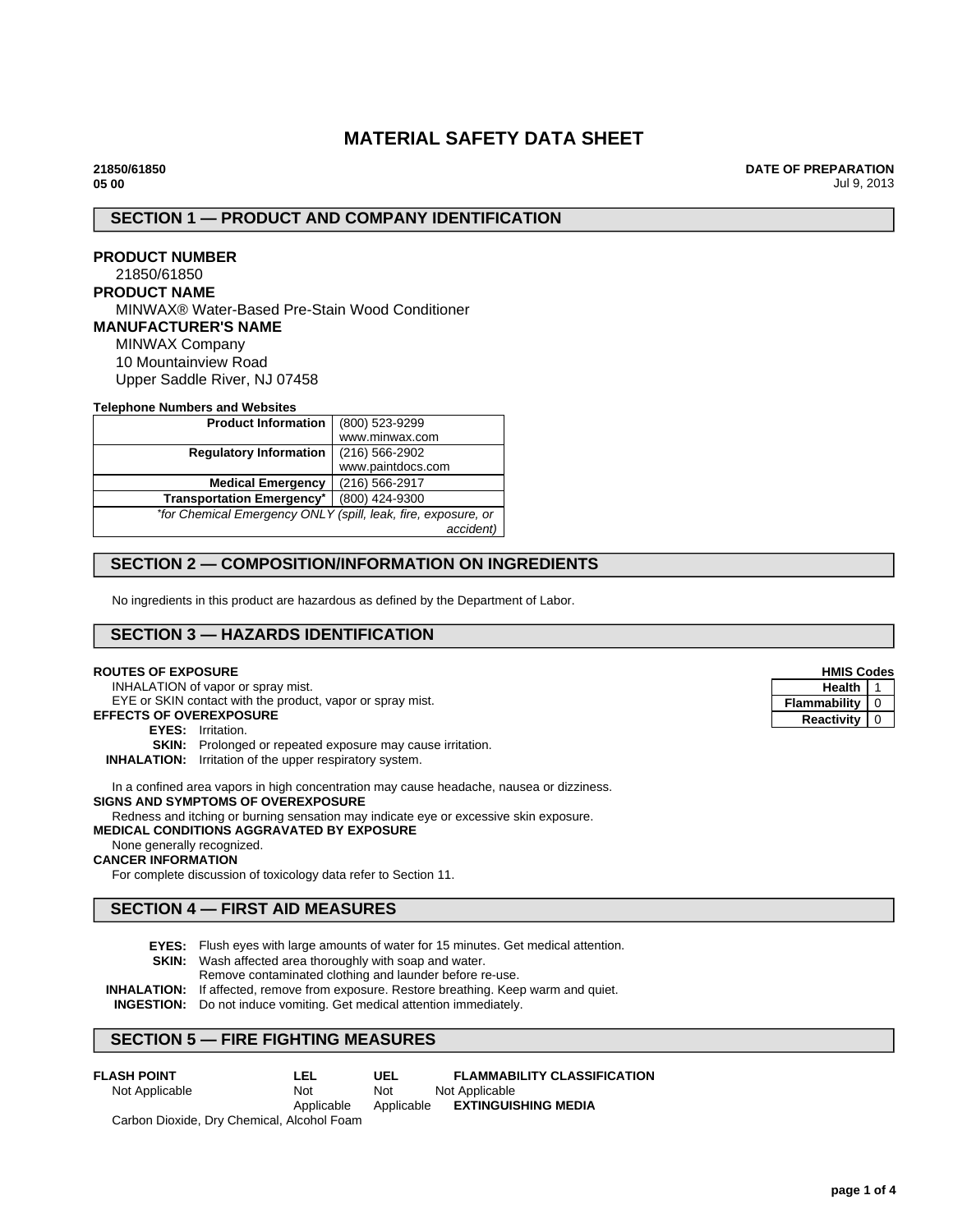# MATERIAL SAFETY DATA SHEET

**21850/61850**
**05 00**

**DATE OF PREPARATION**
Jul 9, 2013

## SECTION 1 — PRODUCT AND COMPANY IDENTIFICATION

**PRODUCT NUMBER**
21850/61850

**PRODUCT NAME**
MINWAX® Water-Based Pre-Stain Wood Conditioner

**MANUFACTURER'S NAME**
MINWAX Company
10 Mountainview Road
Upper Saddle River, NJ 07458

**Telephone Numbers and Websites**

| | |
|---|---|
| **Product Information** | (800) 523-9299 www.minwax.com |
| **Regulatory Information** | (216) 566-2902 www.paintdocs.com |
| **Medical Emergency** | (216) 566-2917 |
| **Transportation Emergency*** | (800) 424-9300 |
| *\*for Chemical Emergency ONLY (spill, leak, fire, exposure, or accident)* | |

## SECTION 2 — COMPOSITION/INFORMATION ON INGREDIENTS

No ingredients in this product are hazardous as defined by the Department of Labor.

## SECTION 3 — HAZARDS IDENTIFICATION

**ROUTES OF EXPOSURE**
INHALATION of vapor or spray mist.
EYE or SKIN contact with the product, vapor or spray mist.

**EFFECTS OF OVEREXPOSURE**
**EYES:** Irritation.
**SKIN:** Prolonged or repeated exposure may cause irritation.
**INHALATION:** Irritation of the upper respiratory system.

In a confined area vapors in high concentration may cause headache, nausea or dizziness.

**SIGNS AND SYMPTOMS OF OVEREXPOSURE**
Redness and itching or burning sensation may indicate eye or excessive skin exposure.

**MEDICAL CONDITIONS AGGRAVATED BY EXPOSURE**
None generally recognized.

**CANCER INFORMATION**
For complete discussion of toxicology data refer to Section 11.

**HMIS Codes**

| | |
|---|---|
| **Health** | 1 |
| **Flammability** | 0 |
| **Reactivity** | 0 |

## SECTION 4 — FIRST AID MEASURES

**EYES:** Flush eyes with large amounts of water for 15 minutes. Get medical attention.
**SKIN:** Wash affected area thoroughly with soap and water.
Remove contaminated clothing and launder before re-use.
**INHALATION:** If affected, remove from exposure. Restore breathing. Keep warm and quiet.
**INGESTION:** Do not induce vomiting. Get medical attention immediately.

## SECTION 5 — FIRE FIGHTING MEASURES

| FLASH POINT | LEL | UEL | FLAMMABILITY CLASSIFICATION |
|---|---|---|---|
| Not Applicable | Not Applicable | Not Applicable | Not Applicable |

**EXTINGUISHING MEDIA**
Carbon Dioxide, Dry Chemical, Alcohol Foam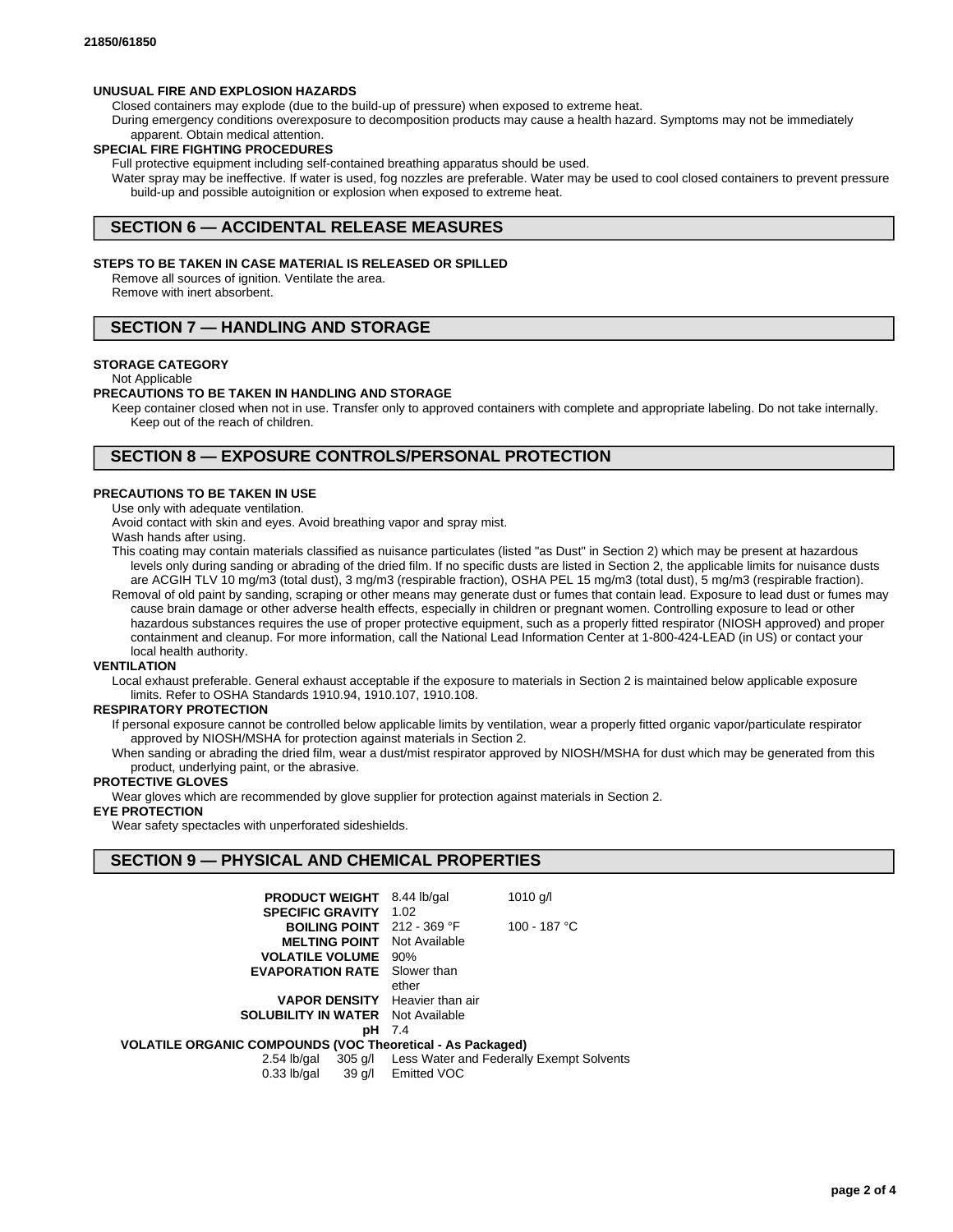**UNUSUAL FIRE AND EXPLOSION HAZARDS**

Closed containers may explode (due to the build-up of pressure) when exposed to extreme heat.

During emergency conditions overexposure to decomposition products may cause a health hazard. Symptoms may not be immediately apparent. Obtain medical attention.

**SPECIAL FIRE FIGHTING PROCEDURES**

Full protective equipment including self-contained breathing apparatus should be used.

Water spray may be ineffective. If water is used, fog nozzles are preferable. Water may be used to cool closed containers to prevent pressure build-up and possible autoignition or explosion when exposed to extreme heat.

## SECTION 6 — ACCIDENTAL RELEASE MEASURES

**STEPS TO BE TAKEN IN CASE MATERIAL IS RELEASED OR SPILLED**

Remove all sources of ignition. Ventilate the area.

Remove with inert absorbent.

## SECTION 7 — HANDLING AND STORAGE

**STORAGE CATEGORY**

Not Applicable

**PRECAUTIONS TO BE TAKEN IN HANDLING AND STORAGE**

Keep container closed when not in use. Transfer only to approved containers with complete and appropriate labeling. Do not take internally. Keep out of the reach of children.

## SECTION 8 — EXPOSURE CONTROLS/PERSONAL PROTECTION

**PRECAUTIONS TO BE TAKEN IN USE**

Use only with adequate ventilation.

Avoid contact with skin and eyes. Avoid breathing vapor and spray mist.

Wash hands after using.

This coating may contain materials classified as nuisance particulates (listed "as Dust" in Section 2) which may be present at hazardous levels only during sanding or abrading of the dried film. If no specific dusts are listed in Section 2, the applicable limits for nuisance dusts are ACGIH TLV 10 mg/m3 (total dust), 3 mg/m3 (respirable fraction), OSHA PEL 15 mg/m3 (total dust), 5 mg/m3 (respirable fraction).

Removal of old paint by sanding, scraping or other means may generate dust or fumes that contain lead. Exposure to lead dust or fumes may cause brain damage or other adverse health effects, especially in children or pregnant women. Controlling exposure to lead or other hazardous substances requires the use of proper protective equipment, such as a properly fitted respirator (NIOSH approved) and proper containment and cleanup. For more information, call the National Lead Information Center at 1-800-424-LEAD (in US) or contact your local health authority.

**VENTILATION**

Local exhaust preferable. General exhaust acceptable if the exposure to materials in Section 2 is maintained below applicable exposure limits. Refer to OSHA Standards 1910.94, 1910.107, 1910.108.

**RESPIRATORY PROTECTION**

If personal exposure cannot be controlled below applicable limits by ventilation, wear a properly fitted organic vapor/particulate respirator approved by NIOSH/MSHA for protection against materials in Section 2.

When sanding or abrading the dried film, wear a dust/mist respirator approved by NIOSH/MSHA for dust which may be generated from this product, underlying paint, or the abrasive.

**PROTECTIVE GLOVES**

Wear gloves which are recommended by glove supplier for protection against materials in Section 2.

**EYE PROTECTION**

Wear safety spectacles with unperforated sideshields.

## SECTION 9 — PHYSICAL AND CHEMICAL PROPERTIES

| | | |
|---|---|---|
| **PRODUCT WEIGHT** | 8.44 lb/gal | 1010 g/l |
| **SPECIFIC GRAVITY** | 1.02 | |
| **BOILING POINT** | 212 - 369 °F | 100 - 187 °C |
| **MELTING POINT** | Not Available | |
| **VOLATILE VOLUME** | 90% | |
| **EVAPORATION RATE** | Slower than ether | |
| **VAPOR DENSITY** | Heavier than air | |
| **SOLUBILITY IN WATER** | Not Available | |
| **pH** | 7.4 | |

**VOLATILE ORGANIC COMPOUNDS (VOC Theoretical - As Packaged)**

| | | |
|---|---|---|
| 2.54 lb/gal | 305 g/l | Less Water and Federally Exempt Solvents |
| 0.33 lb/gal | 39 g/l | Emitted VOC |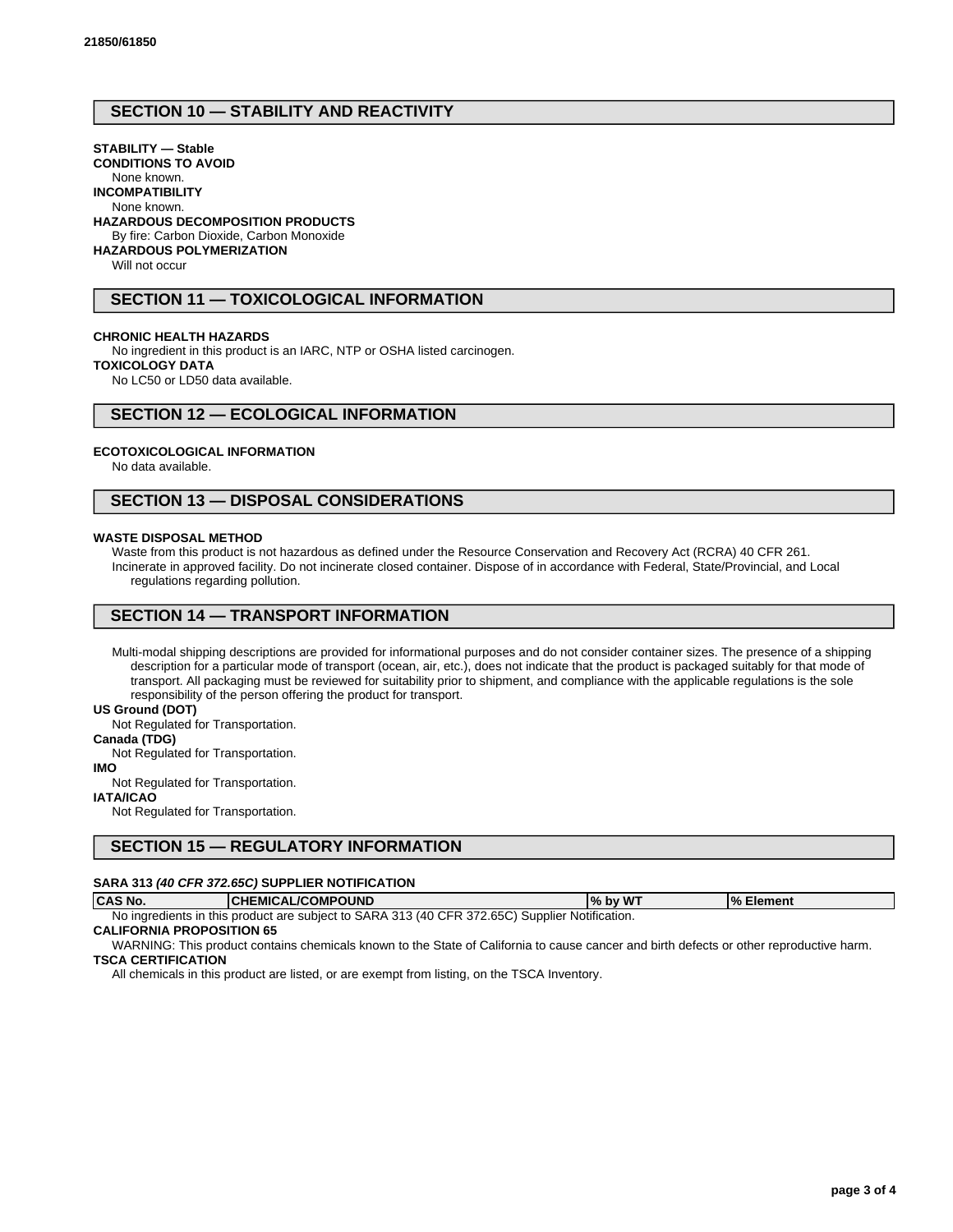## SECTION 10 — STABILITY AND REACTIVITY

**STABILITY — Stable**

**CONDITIONS TO AVOID**

None known.

**INCOMPATIBILITY**

None known.

**HAZARDOUS DECOMPOSITION PRODUCTS**

By fire: Carbon Dioxide, Carbon Monoxide

**HAZARDOUS POLYMERIZATION**

Will not occur

## SECTION 11 — TOXICOLOGICAL INFORMATION

**CHRONIC HEALTH HAZARDS**

No ingredient in this product is an IARC, NTP or OSHA listed carcinogen.

**TOXICOLOGY DATA**

No LC50 or LD50 data available.

## SECTION 12 — ECOLOGICAL INFORMATION

**ECOTOXICOLOGICAL INFORMATION**

No data available.

## SECTION 13 — DISPOSAL CONSIDERATIONS

**WASTE DISPOSAL METHOD**

Waste from this product is not hazardous as defined under the Resource Conservation and Recovery Act (RCRA) 40 CFR 261.

Incinerate in approved facility. Do not incinerate closed container. Dispose of in accordance with Federal, State/Provincial, and Local regulations regarding pollution.

## SECTION 14 — TRANSPORT INFORMATION

Multi-modal shipping descriptions are provided for informational purposes and do not consider container sizes. The presence of a shipping description for a particular mode of transport (ocean, air, etc.), does not indicate that the product is packaged suitably for that mode of transport. All packaging must be reviewed for suitability prior to shipment, and compliance with the applicable regulations is the sole responsibility of the person offering the product for transport.

**US Ground (DOT)**

Not Regulated for Transportation.

**Canada (TDG)**

Not Regulated for Transportation.

**IMO**

Not Regulated for Transportation.

**IATA/ICAO**

Not Regulated for Transportation.

## SECTION 15 — REGULATORY INFORMATION

**SARA 313 *(40 CFR 372.65C)* SUPPLIER NOTIFICATION**

| CAS No. | CHEMICAL/COMPOUND | % by WT | % Element |
|---|---|---|---|

No ingredients in this product are subject to SARA 313 (40 CFR 372.65C) Supplier Notification.

**CALIFORNIA PROPOSITION 65**

WARNING: This product contains chemicals known to the State of California to cause cancer and birth defects or other reproductive harm.

**TSCA CERTIFICATION**

All chemicals in this product are listed, or are exempt from listing, on the TSCA Inventory.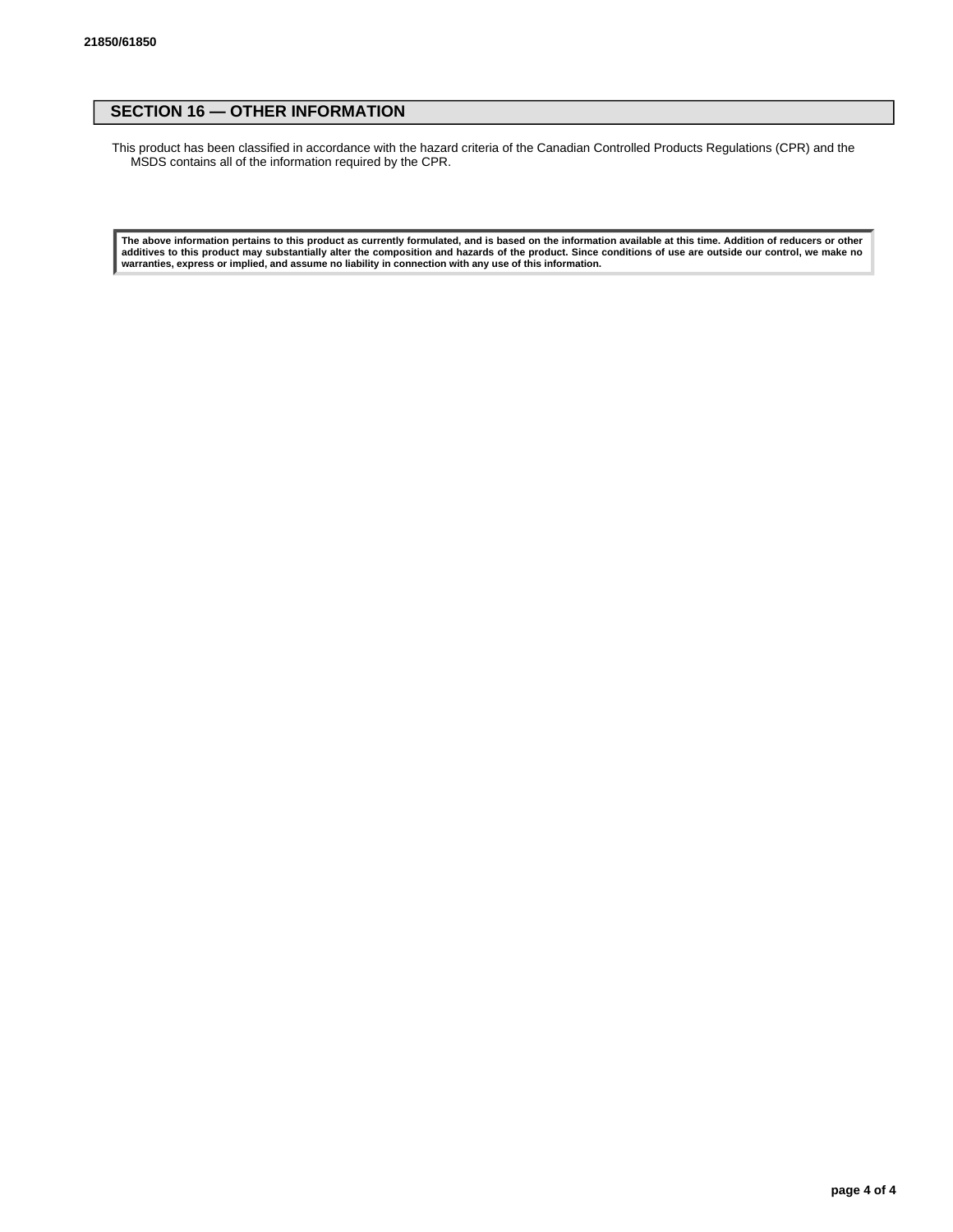## SECTION 16 — OTHER INFORMATION

This product has been classified in accordance with the hazard criteria of the Canadian Controlled Products Regulations (CPR) and the MSDS contains all of the information required by the CPR.

**The above information pertains to this product as currently formulated, and is based on the information available at this time. Addition of reducers or other additives to this product may substantially alter the composition and hazards of the product. Since conditions of use are outside our control, we make no warranties, express or implied, and assume no liability in connection with any use of this information.**